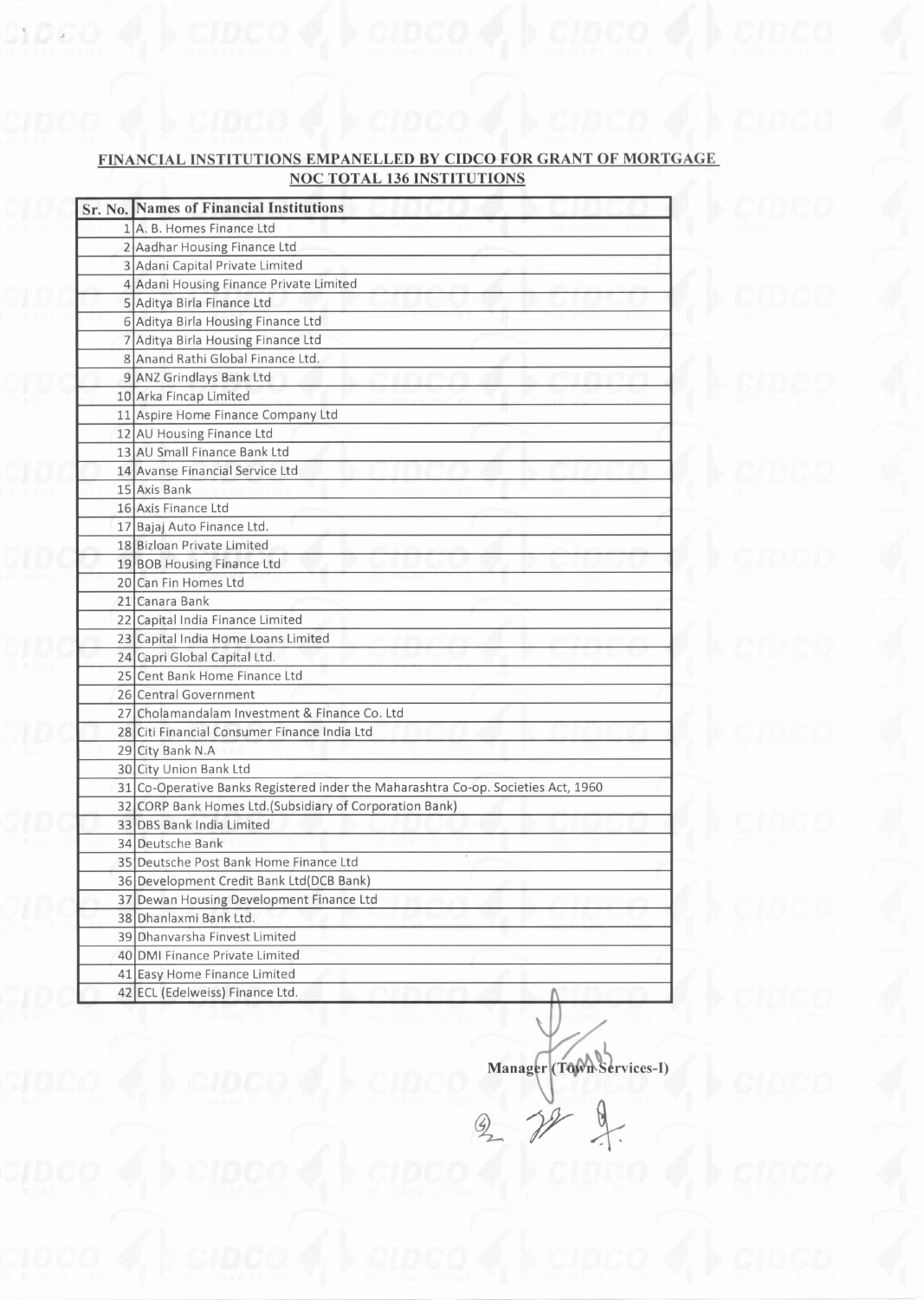**FINANCIAL INSTITUTIONS EMPANELLED BY CIDCO FOR GRANT OF MORTGAGE NOC TOTAL 136 INSTITUTIONS**

| Sr. No. | Names of Financial Institutions |
|---|---|
| 1 | A. B. Homes Finance Ltd |
| 2 | Aadhar Housing Finance Ltd |
| 3 | Adani Capital Private Limited |
| 4 | Adani Housing Finance Private Limited |
| 5 | Aditya Birla Finance Ltd |
| 6 | Aditya Birla Housing Finance Ltd |
| 7 | Aditya Birla Housing Finance Ltd |
| 8 | Anand Rathi Global Finance Ltd. |
| 9 | ANZ Grindlays Bank Ltd |
| 10 | Arka Fincap Limited |
| 11 | Aspire Home Finance Company Ltd |
| 12 | AU Housing Finance Ltd |
| 13 | AU Small Finance Bank Ltd |
| 14 | Avanse Financial Service Ltd |
| 15 | Axis Bank |
| 16 | Axis Finance Ltd |
| 17 | Bajaj Auto Finance Ltd. |
| 18 | Bizloan Private Limited |
| 19 | BOB Housing Finance Ltd |
| 20 | Can Fin Homes Ltd |
| 21 | Canara Bank |
| 22 | Capital India Finance Limited |
| 23 | Capital India Home Loans Limited |
| 24 | Capri Global Capital Ltd. |
| 25 | Cent Bank Home Finance Ltd |
| 26 | Central Government |
| 27 | Cholamandalam Investment & Finance Co. Ltd |
| 28 | Citi Financial Consumer Finance India Ltd |
| 29 | City Bank N.A |
| 30 | City Union Bank Ltd |
| 31 | Co-Operative Banks Registered inder the Maharashtra Co-op. Societies Act, 1960 |
| 32 | CORP Bank Homes Ltd.(Subsidiary of Corporation Bank) |
| 33 | DBS Bank India Limited |
| 34 | Deutsche Bank |
| 35 | Deutsche Post Bank Home Finance Ltd |
| 36 | Development Credit Bank Ltd(DCB Bank) |
| 37 | Dewan Housing Development Finance Ltd |
| 38 | Dhanlaxmi Bank Ltd. |
| 39 | Dhanvarsha Finvest Limited |
| 40 | DMI Finance Private Limited |
| 41 | Easy Home Finance Limited |
| 42 | ECL (Edelweiss) Finance Ltd. |

**Manager (Town Services-I)**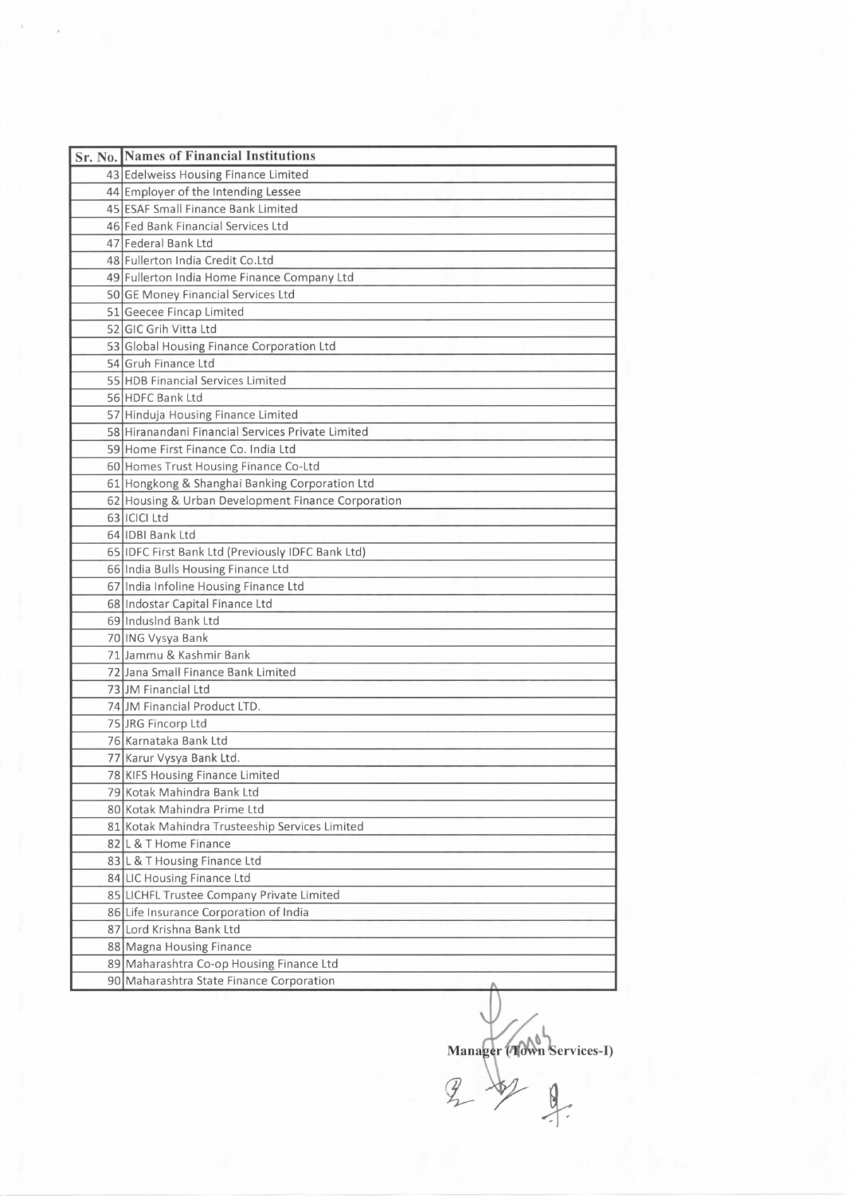| Sr. No. | Names of Financial Institutions |
| --- | --- |
| 43 | Edelweiss Housing Finance Limited |
| 44 | Employer of the Intending Lessee |
| 45 | ESAF Small Finance Bank Limited |
| 46 | Fed Bank Financial Services Ltd |
| 47 | Federal Bank Ltd |
| 48 | Fullerton India Credit Co.Ltd |
| 49 | Fullerton India Home Finance Company Ltd |
| 50 | GE Money Financial Services Ltd |
| 51 | Geecee Fincap Limited |
| 52 | GIC Grih Vitta Ltd |
| 53 | Global Housing Finance Corporation Ltd |
| 54 | Gruh Finance Ltd |
| 55 | HDB Financial Services Limited |
| 56 | HDFC Bank Ltd |
| 57 | Hinduja Housing Finance Limited |
| 58 | Hiranandani Financial Services Private Limited |
| 59 | Home First Finance Co. India Ltd |
| 60 | Homes Trust Housing Finance Co-Ltd |
| 61 | Hongkong & Shanghai Banking Corporation Ltd |
| 62 | Housing & Urban Development Finance Corporation |
| 63 | ICICI Ltd |
| 64 | IDBI Bank Ltd |
| 65 | IDFC First Bank Ltd (Previously IDFC Bank Ltd) |
| 66 | India Bulls Housing Finance Ltd |
| 67 | India Infoline Housing Finance Ltd |
| 68 | Indostar Capital Finance Ltd |
| 69 | Induslnd Bank Ltd |
| 70 | ING Vysya Bank |
| 71 | Jammu & Kashmir Bank |
| 72 | Jana Small Finance Bank Limited |
| 73 | JM Financial Ltd |
| 74 | JM Financial Product LTD. |
| 75 | JRG Fincorp Ltd |
| 76 | Karnataka Bank Ltd |
| 77 | Karur Vysya Bank Ltd. |
| 78 | KIFS Housing Finance Limited |
| 79 | Kotak Mahindra Bank Ltd |
| 80 | Kotak Mahindra Prime Ltd |
| 81 | Kotak Mahindra Trusteeship Services Limited |
| 82 | L & T Home Finance |
| 83 | L & T Housing Finance Ltd |
| 84 | LIC Housing Finance Ltd |
| 85 | LICHFL Trustee Company Private Limited |
| 86 | Life Insurance Corporation of India |
| 87 | Lord Krishna Bank Ltd |
| 88 | Magna Housing Finance |
| 89 | Maharashtra Co-op Housing Finance Ltd |
| 90 | Maharashtra State Finance Corporation |

**Manager (Town Services-I)**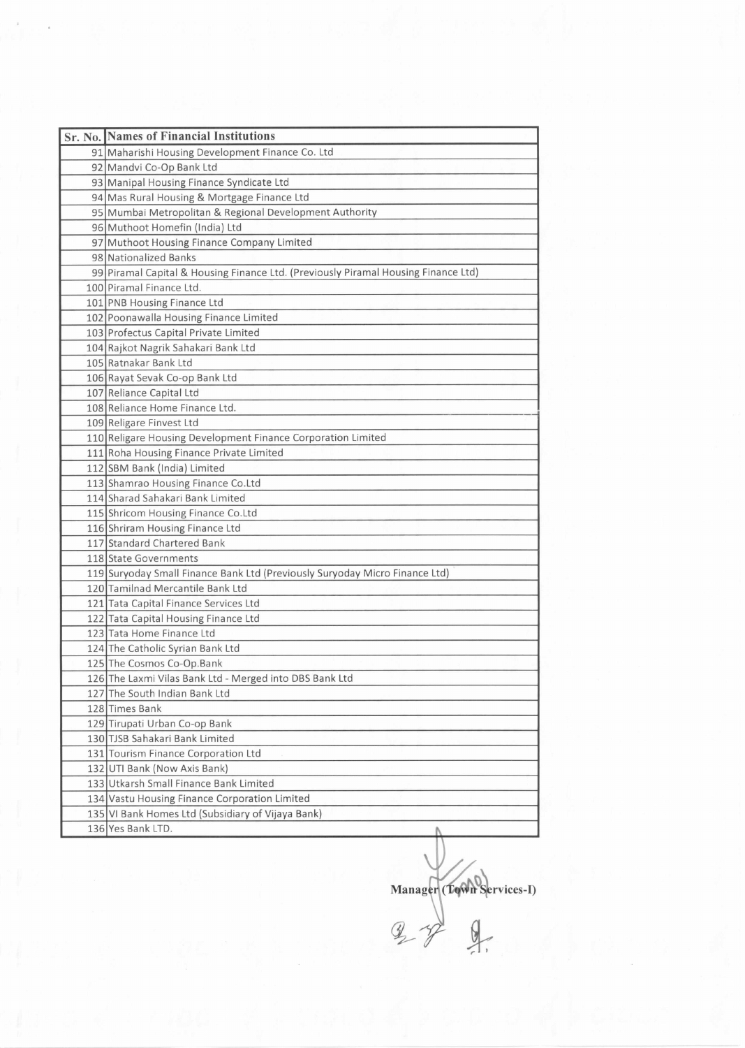| Sr. No. | Names of Financial Institutions |
|---|---|
| 91 | Maharishi Housing Development Finance Co. Ltd |
| 92 | Mandvi Co-Op Bank Ltd |
| 93 | Manipal Housing Finance Syndicate Ltd |
| 94 | Mas Rural Housing & Mortgage Finance Ltd |
| 95 | Mumbai Metropolitan & Regional Development Authority |
| 96 | Muthoot Homefin (India) Ltd |
| 97 | Muthoot Housing Finance Company Limited |
| 98 | Nationalized Banks |
| 99 | Piramal Capital & Housing Finance Ltd. (Previously Piramal Housing Finance Ltd) |
| 100 | Piramal Finance Ltd. |
| 101 | PNB Housing Finance Ltd |
| 102 | Poonawalla Housing Finance Limited |
| 103 | Profectus Capital Private Limited |
| 104 | Rajkot Nagrik Sahakari Bank Ltd |
| 105 | Ratnakar Bank Ltd |
| 106 | Rayat Sevak Co-op Bank Ltd |
| 107 | Reliance Capital Ltd |
| 108 | Reliance Home Finance Ltd. |
| 109 | Religare Finvest Ltd |
| 110 | Religare Housing Development Finance Corporation Limited |
| 111 | Roha Housing Finance Private Limited |
| 112 | SBM Bank (India) Limited |
| 113 | Shamrao Housing Finance Co.Ltd |
| 114 | Sharad Sahakari Bank Limited |
| 115 | Shricom Housing Finance Co.Ltd |
| 116 | Shriram Housing Finance Ltd |
| 117 | Standard Chartered Bank |
| 118 | State Governments |
| 119 | Suryoday Small Finance Bank Ltd (Previously Suryoday Micro Finance Ltd) |
| 120 | Tamilnad Mercantile Bank Ltd |
| 121 | Tata Capital Finance Services Ltd |
| 122 | Tata Capital Housing Finance Ltd |
| 123 | Tata Home Finance Ltd |
| 124 | The Catholic Syrian Bank Ltd |
| 125 | The Cosmos Co-Op.Bank |
| 126 | The Laxmi Vilas Bank Ltd - Merged into DBS Bank Ltd |
| 127 | The South Indian Bank Ltd |
| 128 | Times Bank |
| 129 | Tirupati Urban Co-op Bank |
| 130 | TJSB Sahakari Bank Limited |
| 131 | Tourism Finance Corporation Ltd |
| 132 | UTI Bank (Now Axis Bank) |
| 133 | Utkarsh Small Finance Bank Limited |
| 134 | Vastu Housing Finance Corporation Limited |
| 135 | VI Bank Homes Ltd (Subsidiary of Vijaya Bank) |
| 136 | Yes Bank LTD. |

**Manager (Town Services-I)**